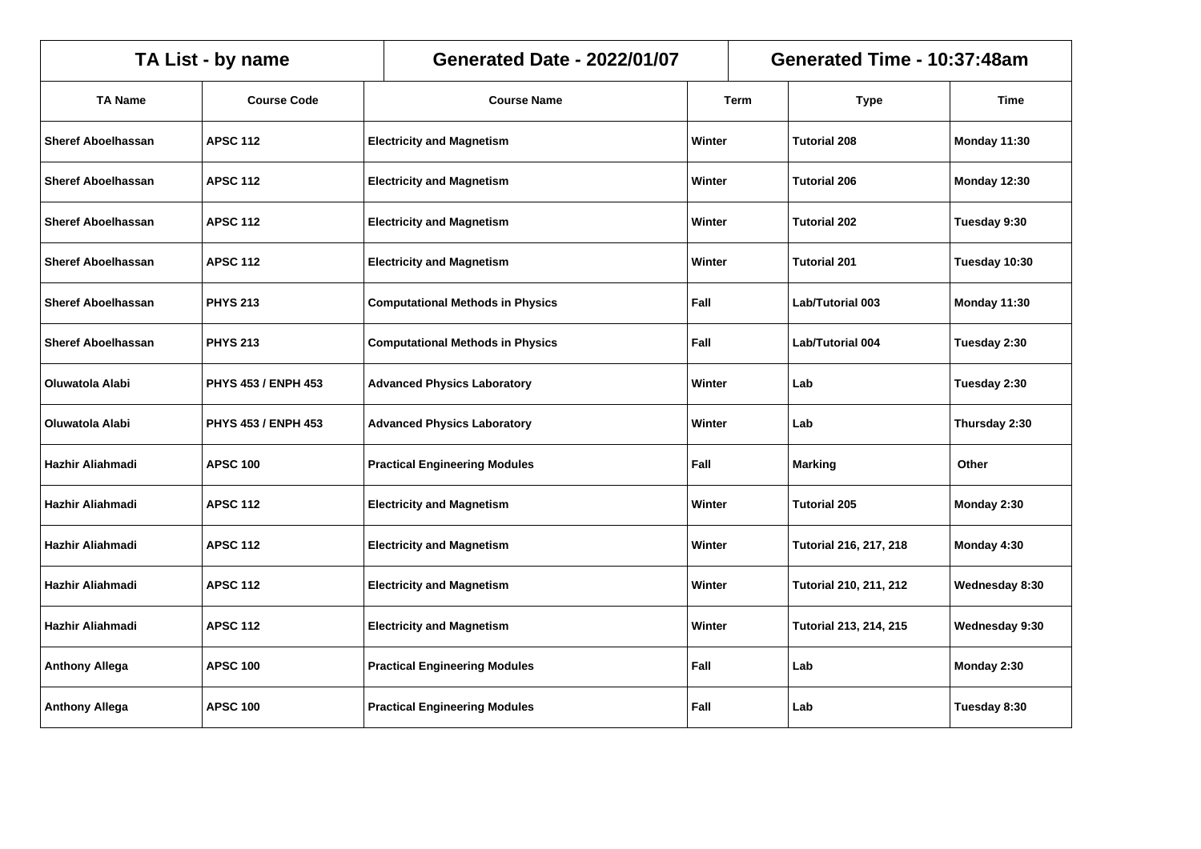| TA List - by name | | Generated Date - 2022/01/07 | | Generated Time - 10:37:48am | |
|---|---|---|---|---|---|
| **TA Name** | **Course Code** | **Course Name** | **Term** | **Type** | **Time** |
| Sheref Aboelhassan | APSC 112 | Electricity and Magnetism | Winter | Tutorial 208 | Monday 11:30 |
| Sheref Aboelhassan | APSC 112 | Electricity and Magnetism | Winter | Tutorial 206 | Monday 12:30 |
| Sheref Aboelhassan | APSC 112 | Electricity and Magnetism | Winter | Tutorial 202 | Tuesday 9:30 |
| Sheref Aboelhassan | APSC 112 | Electricity and Magnetism | Winter | Tutorial 201 | Tuesday 10:30 |
| Sheref Aboelhassan | PHYS 213 | Computational Methods in Physics | Fall | Lab/Tutorial 003 | Monday 11:30 |
| Sheref Aboelhassan | PHYS 213 | Computational Methods in Physics | Fall | Lab/Tutorial 004 | Tuesday 2:30 |
| Oluwatola Alabi | PHYS 453 / ENPH 453 | Advanced Physics Laboratory | Winter | Lab | Tuesday 2:30 |
| Oluwatola Alabi | PHYS 453 / ENPH 453 | Advanced Physics Laboratory | Winter | Lab | Thursday 2:30 |
| Hazhir Aliahmadi | APSC 100 | Practical Engineering Modules | Fall | Marking | Other |
| Hazhir Aliahmadi | APSC 112 | Electricity and Magnetism | Winter | Tutorial 205 | Monday 2:30 |
| Hazhir Aliahmadi | APSC 112 | Electricity and Magnetism | Winter | Tutorial 216, 217, 218 | Monday 4:30 |
| Hazhir Aliahmadi | APSC 112 | Electricity and Magnetism | Winter | Tutorial 210, 211, 212 | Wednesday 8:30 |
| Hazhir Aliahmadi | APSC 112 | Electricity and Magnetism | Winter | Tutorial 213, 214, 215 | Wednesday 9:30 |
| Anthony Allega | APSC 100 | Practical Engineering Modules | Fall | Lab | Monday 2:30 |
| Anthony Allega | APSC 100 | Practical Engineering Modules | Fall | Lab | Tuesday 8:30 |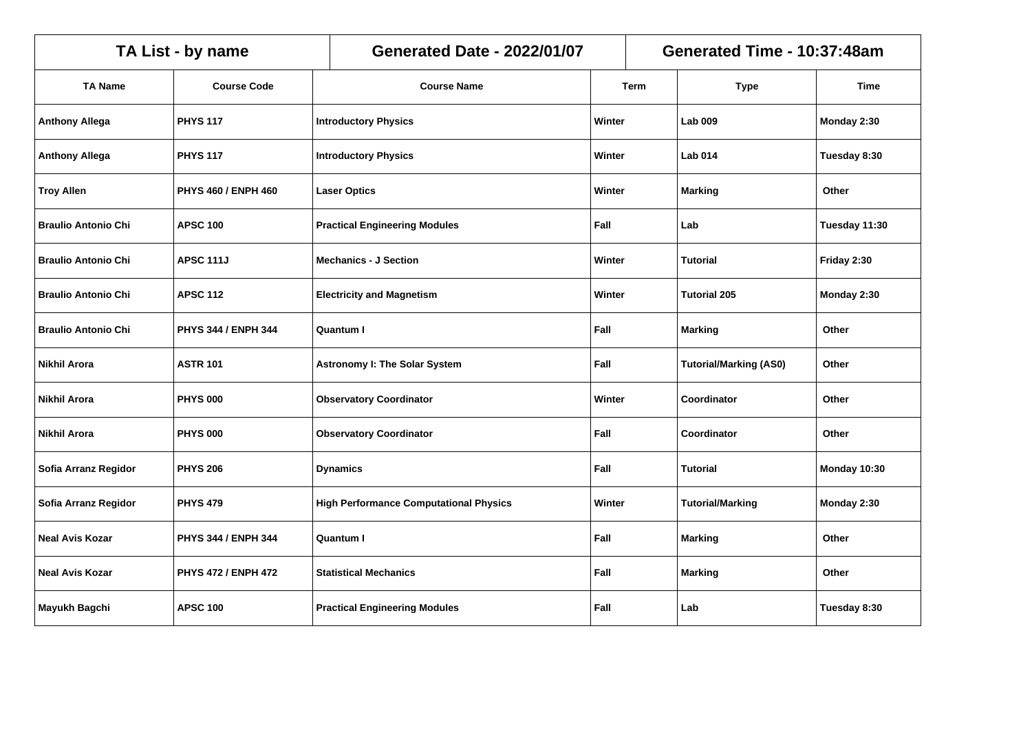| TA List - by name | | Generated Date - 2022/01/07 | | Generated Time - 10:37:48am | |
|---|---|---|---|---|---|
| **TA Name** | **Course Code** | **Course Name** | **Term** | **Type** | **Time** |
| **Anthony Allega** | **PHYS 117** | **Introductory Physics** | **Winter** | **Lab 009** | **Monday 2:30** |
| **Anthony Allega** | **PHYS 117** | **Introductory Physics** | **Winter** | **Lab 014** | **Tuesday 8:30** |
| **Troy Allen** | **PHYS 460 / ENPH 460** | **Laser Optics** | **Winter** | **Marking** | **Other** |
| **Braulio Antonio Chi** | **APSC 100** | **Practical Engineering Modules** | **Fall** | **Lab** | **Tuesday 11:30** |
| **Braulio Antonio Chi** | **APSC 111J** | **Mechanics - J Section** | **Winter** | **Tutorial** | **Friday 2:30** |
| **Braulio Antonio Chi** | **APSC 112** | **Electricity and Magnetism** | **Winter** | **Tutorial 205** | **Monday 2:30** |
| **Braulio Antonio Chi** | **PHYS 344 / ENPH 344** | **Quantum I** | **Fall** | **Marking** | **Other** |
| **Nikhil Arora** | **ASTR 101** | **Astronomy I: The Solar System** | **Fall** | **Tutorial/Marking (AS0)** | **Other** |
| **Nikhil Arora** | **PHYS 000** | **Observatory Coordinator** | **Winter** | **Coordinator** | **Other** |
| **Nikhil Arora** | **PHYS 000** | **Observatory Coordinator** | **Fall** | **Coordinator** | **Other** |
| **Sofia Arranz Regidor** | **PHYS 206** | **Dynamics** | **Fall** | **Tutorial** | **Monday 10:30** |
| **Sofia Arranz Regidor** | **PHYS 479** | **High Performance Computational Physics** | **Winter** | **Tutorial/Marking** | **Monday 2:30** |
| **Neal Avis Kozar** | **PHYS 344 / ENPH 344** | **Quantum I** | **Fall** | **Marking** | **Other** |
| **Neal Avis Kozar** | **PHYS 472 / ENPH 472** | **Statistical Mechanics** | **Fall** | **Marking** | **Other** |
| **Mayukh Bagchi** | **APSC 100** | **Practical Engineering Modules** | **Fall** | **Lab** | **Tuesday 8:30** |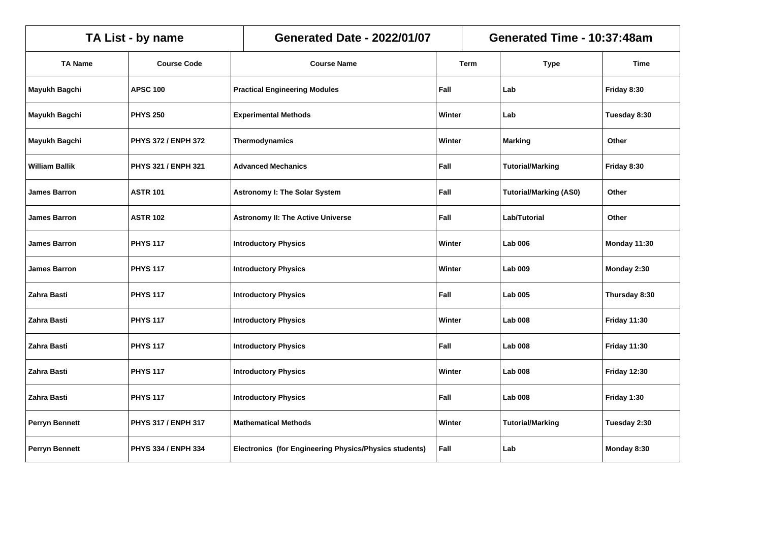| TA List - by name | | Generated Date - 2022/01/07 | | Generated Time - 10:37:48am | |
|---|---|---|---|---|---|
| **TA Name** | **Course Code** | **Course Name** | **Term** | **Type** | **Time** |
| Mayukh Bagchi | APSC 100 | Practical Engineering Modules | Fall | Lab | Friday 8:30 |
| Mayukh Bagchi | PHYS 250 | Experimental Methods | Winter | Lab | Tuesday 8:30 |
| Mayukh Bagchi | PHYS 372 / ENPH 372 | Thermodynamics | Winter | Marking | Other |
| William Ballik | PHYS 321 / ENPH 321 | Advanced Mechanics | Fall | Tutorial/Marking | Friday 8:30 |
| James Barron | ASTR 101 | Astronomy I: The Solar System | Fall | Tutorial/Marking (AS0) | Other |
| James Barron | ASTR 102 | Astronomy II: The Active Universe | Fall | Lab/Tutorial | Other |
| James Barron | PHYS 117 | Introductory Physics | Winter | Lab 006 | Monday 11:30 |
| James Barron | PHYS 117 | Introductory Physics | Winter | Lab 009 | Monday 2:30 |
| Zahra Basti | PHYS 117 | Introductory Physics | Fall | Lab 005 | Thursday 8:30 |
| Zahra Basti | PHYS 117 | Introductory Physics | Winter | Lab 008 | Friday 11:30 |
| Zahra Basti | PHYS 117 | Introductory Physics | Fall | Lab 008 | Friday 11:30 |
| Zahra Basti | PHYS 117 | Introductory Physics | Winter | Lab 008 | Friday 12:30 |
| Zahra Basti | PHYS 117 | Introductory Physics | Fall | Lab 008 | Friday 1:30 |
| Perryn Bennett | PHYS 317 / ENPH 317 | Mathematical Methods | Winter | Tutorial/Marking | Tuesday 2:30 |
| Perryn Bennett | PHYS 334 / ENPH 334 | Electronics (for Engineering Physics/Physics students) | Fall | Lab | Monday 8:30 |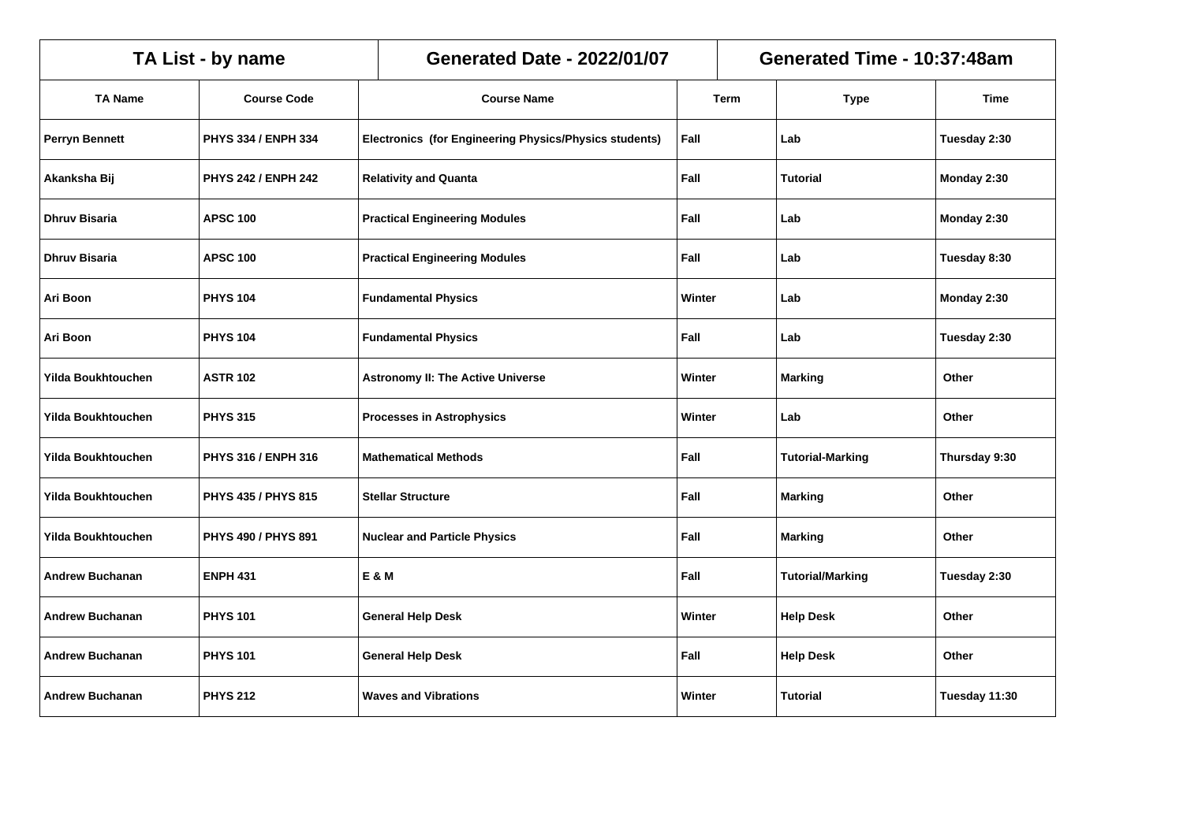| TA List - by name | | Generated Date - 2022/01/07 | | Generated Time - 10:37:48am | |
|---|---|---|---|---|---|
| **TA Name** | **Course Code** | **Course Name** | **Term** | **Type** | **Time** |
| **Perryn Bennett** | **PHYS 334 / ENPH 334** | **Electronics (for Engineering Physics/Physics students)** | **Fall** | **Lab** | **Tuesday 2:30** |
| **Akanksha Bij** | **PHYS 242 / ENPH 242** | **Relativity and Quanta** | **Fall** | **Tutorial** | **Monday 2:30** |
| **Dhruv Bisaria** | **APSC 100** | **Practical Engineering Modules** | **Fall** | **Lab** | **Monday 2:30** |
| **Dhruv Bisaria** | **APSC 100** | **Practical Engineering Modules** | **Fall** | **Lab** | **Tuesday 8:30** |
| **Ari Boon** | **PHYS 104** | **Fundamental Physics** | **Winter** | **Lab** | **Monday 2:30** |
| **Ari Boon** | **PHYS 104** | **Fundamental Physics** | **Fall** | **Lab** | **Tuesday 2:30** |
| **Yilda Boukhtouchen** | **ASTR 102** | **Astronomy II: The Active Universe** | **Winter** | **Marking** | **Other** |
| **Yilda Boukhtouchen** | **PHYS 315** | **Processes in Astrophysics** | **Winter** | **Lab** | **Other** |
| **Yilda Boukhtouchen** | **PHYS 316 / ENPH 316** | **Mathematical Methods** | **Fall** | **Tutorial-Marking** | **Thursday 9:30** |
| **Yilda Boukhtouchen** | **PHYS 435 / PHYS 815** | **Stellar Structure** | **Fall** | **Marking** | **Other** |
| **Yilda Boukhtouchen** | **PHYS 490 / PHYS 891** | **Nuclear and Particle Physics** | **Fall** | **Marking** | **Other** |
| **Andrew Buchanan** | **ENPH 431** | **E & M** | **Fall** | **Tutorial/Marking** | **Tuesday 2:30** |
| **Andrew Buchanan** | **PHYS 101** | **General Help Desk** | **Winter** | **Help Desk** | **Other** |
| **Andrew Buchanan** | **PHYS 101** | **General Help Desk** | **Fall** | **Help Desk** | **Other** |
| **Andrew Buchanan** | **PHYS 212** | **Waves and Vibrations** | **Winter** | **Tutorial** | **Tuesday 11:30** |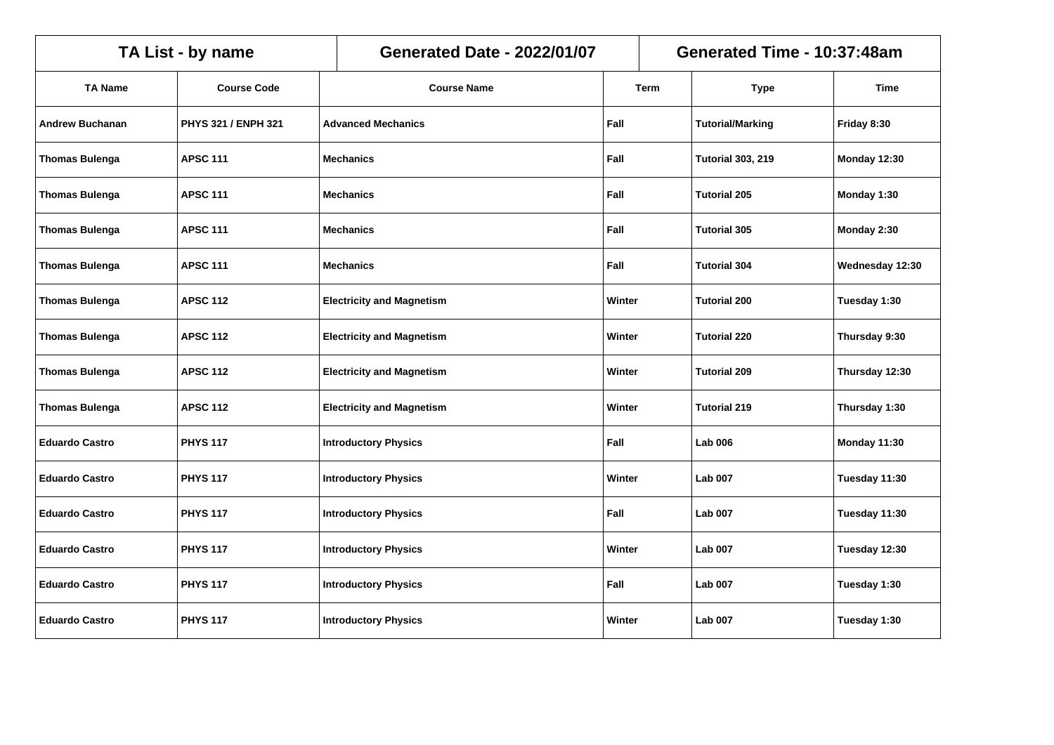| TA List - by name | | Generated Date - 2022/01/07 | | Generated Time - 10:37:48am | |
|---|---|---|---|---|---|
| **TA Name** | **Course Code** | **Course Name** | **Term** | **Type** | **Time** |
| Andrew Buchanan | PHYS 321 / ENPH 321 | Advanced Mechanics | Fall | Tutorial/Marking | Friday 8:30 |
| Thomas Bulenga | APSC 111 | Mechanics | Fall | Tutorial 303, 219 | Monday 12:30 |
| Thomas Bulenga | APSC 111 | Mechanics | Fall | Tutorial 205 | Monday 1:30 |
| Thomas Bulenga | APSC 111 | Mechanics | Fall | Tutorial 305 | Monday 2:30 |
| Thomas Bulenga | APSC 111 | Mechanics | Fall | Tutorial 304 | Wednesday 12:30 |
| Thomas Bulenga | APSC 112 | Electricity and Magnetism | Winter | Tutorial 200 | Tuesday 1:30 |
| Thomas Bulenga | APSC 112 | Electricity and Magnetism | Winter | Tutorial 220 | Thursday 9:30 |
| Thomas Bulenga | APSC 112 | Electricity and Magnetism | Winter | Tutorial 209 | Thursday 12:30 |
| Thomas Bulenga | APSC 112 | Electricity and Magnetism | Winter | Tutorial 219 | Thursday 1:30 |
| Eduardo Castro | PHYS 117 | Introductory Physics | Fall | Lab 006 | Monday 11:30 |
| Eduardo Castro | PHYS 117 | Introductory Physics | Winter | Lab 007 | Tuesday 11:30 |
| Eduardo Castro | PHYS 117 | Introductory Physics | Fall | Lab 007 | Tuesday 11:30 |
| Eduardo Castro | PHYS 117 | Introductory Physics | Winter | Lab 007 | Tuesday 12:30 |
| Eduardo Castro | PHYS 117 | Introductory Physics | Fall | Lab 007 | Tuesday 1:30 |
| Eduardo Castro | PHYS 117 | Introductory Physics | Winter | Lab 007 | Tuesday 1:30 |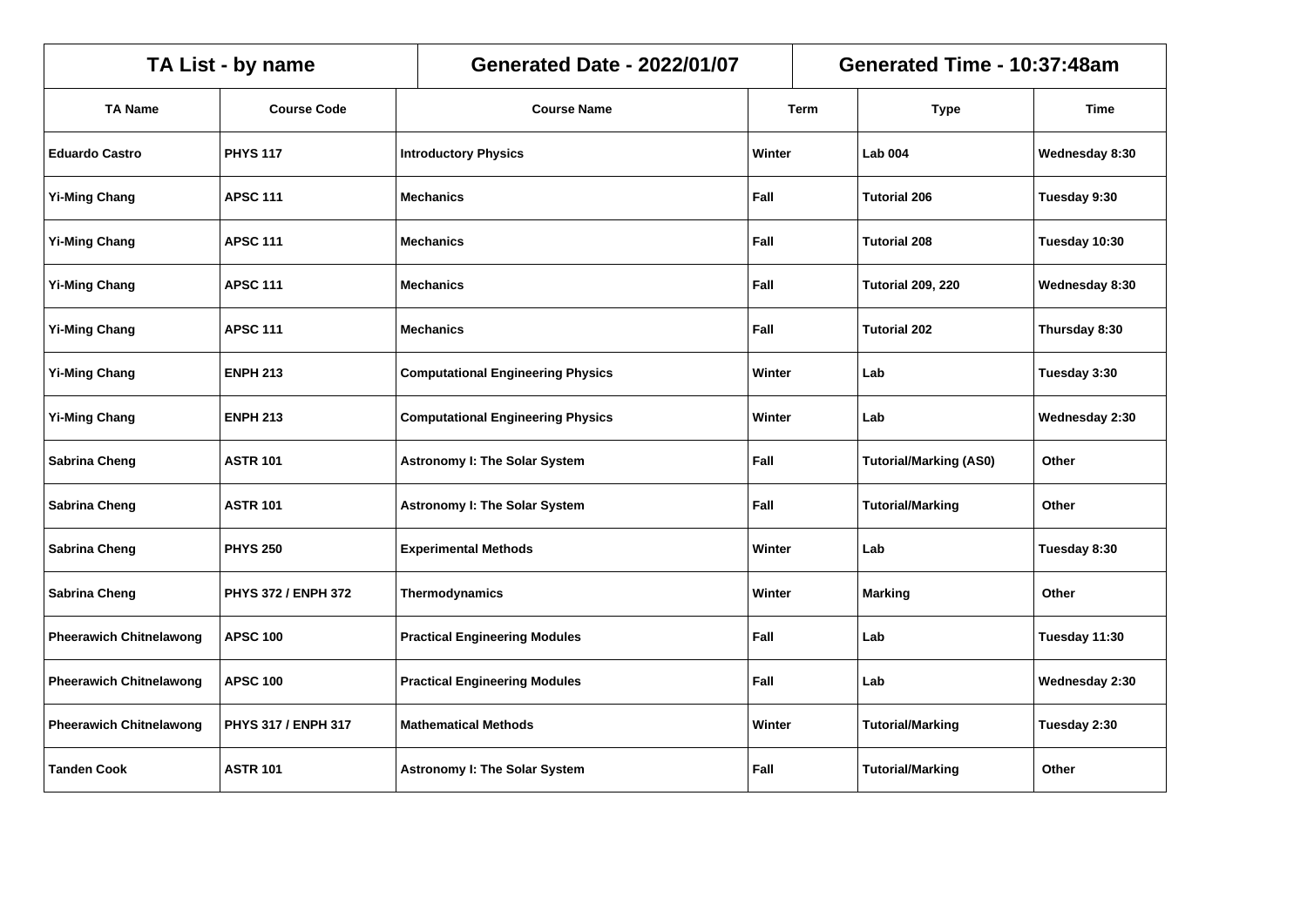| TA List - by name | | Generated Date - 2022/01/07 | | Generated Time - 10:37:48am | |
|---|---|---|---|---|---|
| **TA Name** | **Course Code** | **Course Name** | **Term** | **Type** | **Time** |
| **Eduardo Castro** | **PHYS 117** | **Introductory Physics** | **Winter** | **Lab 004** | **Wednesday 8:30** |
| **Yi-Ming Chang** | **APSC 111** | **Mechanics** | **Fall** | **Tutorial 206** | **Tuesday 9:30** |
| **Yi-Ming Chang** | **APSC 111** | **Mechanics** | **Fall** | **Tutorial 208** | **Tuesday 10:30** |
| **Yi-Ming Chang** | **APSC 111** | **Mechanics** | **Fall** | **Tutorial 209, 220** | **Wednesday 8:30** |
| **Yi-Ming Chang** | **APSC 111** | **Mechanics** | **Fall** | **Tutorial 202** | **Thursday 8:30** |
| **Yi-Ming Chang** | **ENPH 213** | **Computational Engineering Physics** | **Winter** | **Lab** | **Tuesday 3:30** |
| **Yi-Ming Chang** | **ENPH 213** | **Computational Engineering Physics** | **Winter** | **Lab** | **Wednesday 2:30** |
| **Sabrina Cheng** | **ASTR 101** | **Astronomy I: The Solar System** | **Fall** | **Tutorial/Marking (AS0)** | **Other** |
| **Sabrina Cheng** | **ASTR 101** | **Astronomy I: The Solar System** | **Fall** | **Tutorial/Marking** | **Other** |
| **Sabrina Cheng** | **PHYS 250** | **Experimental Methods** | **Winter** | **Lab** | **Tuesday 8:30** |
| **Sabrina Cheng** | **PHYS 372 / ENPH 372** | **Thermodynamics** | **Winter** | **Marking** | **Other** |
| **Pheerawich Chitnelawong** | **APSC 100** | **Practical Engineering Modules** | **Fall** | **Lab** | **Tuesday 11:30** |
| **Pheerawich Chitnelawong** | **APSC 100** | **Practical Engineering Modules** | **Fall** | **Lab** | **Wednesday 2:30** |
| **Pheerawich Chitnelawong** | **PHYS 317 / ENPH 317** | **Mathematical Methods** | **Winter** | **Tutorial/Marking** | **Tuesday 2:30** |
| **Tanden Cook** | **ASTR 101** | **Astronomy I: The Solar System** | **Fall** | **Tutorial/Marking** | **Other** |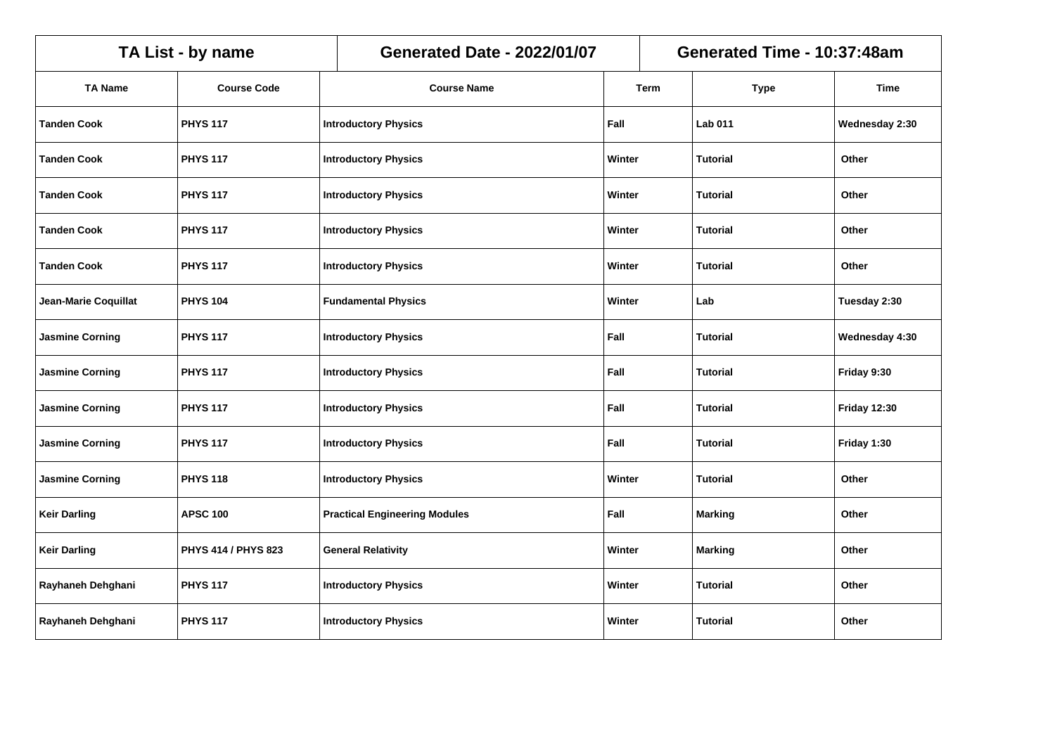| TA List - by name | | Generated Date - 2022/01/07 | Generated Time - 10:37:48am | | |
|---|---|---|---|---|---|
| **TA Name** | **Course Code** | **Course Name** | **Term** | **Type** | **Time** |
| Tanden Cook | PHYS 117 | Introductory Physics | Fall | Lab 011 | Wednesday 2:30 |
| Tanden Cook | PHYS 117 | Introductory Physics | Winter | Tutorial | Other |
| Tanden Cook | PHYS 117 | Introductory Physics | Winter | Tutorial | Other |
| Tanden Cook | PHYS 117 | Introductory Physics | Winter | Tutorial | Other |
| Tanden Cook | PHYS 117 | Introductory Physics | Winter | Tutorial | Other |
| Jean-Marie Coquillat | PHYS 104 | Fundamental Physics | Winter | Lab | Tuesday 2:30 |
| Jasmine Corning | PHYS 117 | Introductory Physics | Fall | Tutorial | Wednesday 4:30 |
| Jasmine Corning | PHYS 117 | Introductory Physics | Fall | Tutorial | Friday 9:30 |
| Jasmine Corning | PHYS 117 | Introductory Physics | Fall | Tutorial | Friday 12:30 |
| Jasmine Corning | PHYS 117 | Introductory Physics | Fall | Tutorial | Friday 1:30 |
| Jasmine Corning | PHYS 118 | Introductory Physics | Winter | Tutorial | Other |
| Keir Darling | APSC 100 | Practical Engineering Modules | Fall | Marking | Other |
| Keir Darling | PHYS 414 / PHYS 823 | General Relativity | Winter | Marking | Other |
| Rayhaneh Dehghani | PHYS 117 | Introductory Physics | Winter | Tutorial | Other |
| Rayhaneh Dehghani | PHYS 117 | Introductory Physics | Winter | Tutorial | Other |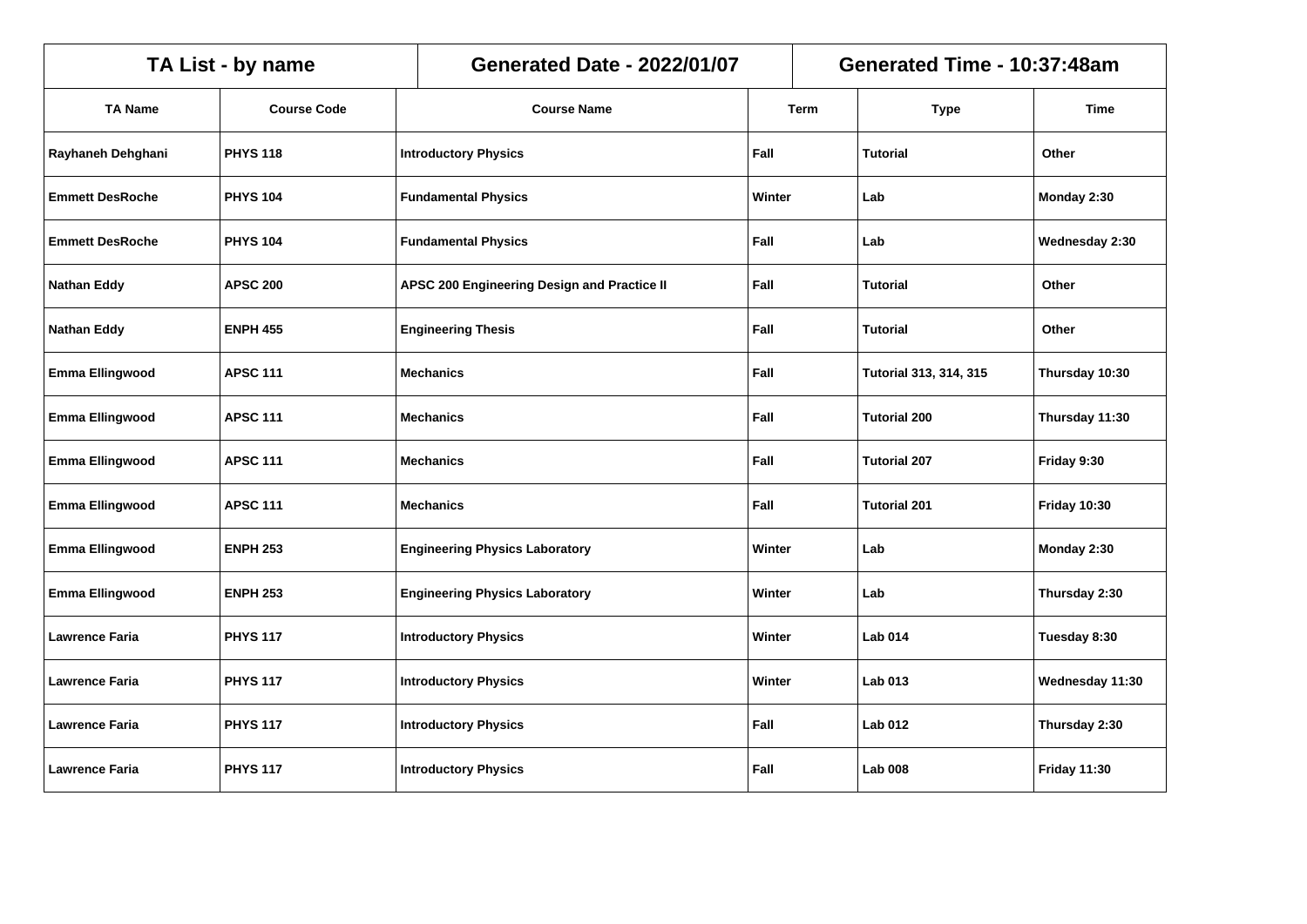| TA List - by name | | Generated Date - 2022/01/07 | | Generated Time - 10:37:48am | |
|---|---|---|---|---|---|
| **TA Name** | **Course Code** | **Course Name** | **Term** | **Type** | **Time** |
| Rayhaneh Dehghani | PHYS 118 | Introductory Physics | Fall | Tutorial | Other |
| Emmett DesRoche | PHYS 104 | Fundamental Physics | Winter | Lab | Monday 2:30 |
| Emmett DesRoche | PHYS 104 | Fundamental Physics | Fall | Lab | Wednesday 2:30 |
| Nathan Eddy | APSC 200 | APSC 200 Engineering Design and Practice II | Fall | Tutorial | Other |
| Nathan Eddy | ENPH 455 | Engineering Thesis | Fall | Tutorial | Other |
| Emma Ellingwood | APSC 111 | Mechanics | Fall | Tutorial 313, 314, 315 | Thursday 10:30 |
| Emma Ellingwood | APSC 111 | Mechanics | Fall | Tutorial 200 | Thursday 11:30 |
| Emma Ellingwood | APSC 111 | Mechanics | Fall | Tutorial 207 | Friday 9:30 |
| Emma Ellingwood | APSC 111 | Mechanics | Fall | Tutorial 201 | Friday 10:30 |
| Emma Ellingwood | ENPH 253 | Engineering Physics Laboratory | Winter | Lab | Monday 2:30 |
| Emma Ellingwood | ENPH 253 | Engineering Physics Laboratory | Winter | Lab | Thursday 2:30 |
| Lawrence Faria | PHYS 117 | Introductory Physics | Winter | Lab 014 | Tuesday 8:30 |
| Lawrence Faria | PHYS 117 | Introductory Physics | Winter | Lab 013 | Wednesday 11:30 |
| Lawrence Faria | PHYS 117 | Introductory Physics | Fall | Lab 012 | Thursday 2:30 |
| Lawrence Faria | PHYS 117 | Introductory Physics | Fall | Lab 008 | Friday 11:30 |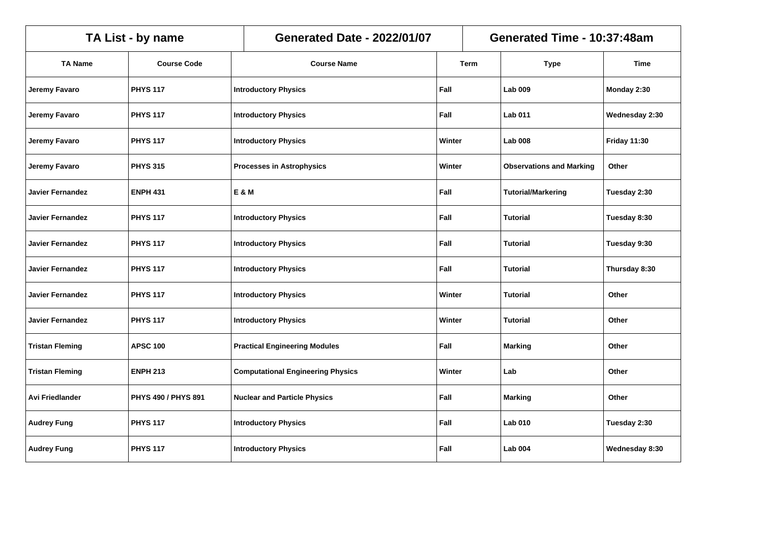| TA List - by name | | Generated Date - 2022/01/07 | | Generated Time - 10:37:48am | |
|---|---|---|---|---|---|
| **TA Name** | **Course Code** | **Course Name** | **Term** | **Type** | **Time** |
| Jeremy Favaro | PHYS 117 | Introductory Physics | Fall | Lab 009 | Monday 2:30 |
| Jeremy Favaro | PHYS 117 | Introductory Physics | Fall | Lab 011 | Wednesday 2:30 |
| Jeremy Favaro | PHYS 117 | Introductory Physics | Winter | Lab 008 | Friday 11:30 |
| Jeremy Favaro | PHYS 315 | Processes in Astrophysics | Winter | Observations and Marking | Other |
| Javier Fernandez | ENPH 431 | E & M | Fall | Tutorial/Markering | Tuesday 2:30 |
| Javier Fernandez | PHYS 117 | Introductory Physics | Fall | Tutorial | Tuesday 8:30 |
| Javier Fernandez | PHYS 117 | Introductory Physics | Fall | Tutorial | Tuesday 9:30 |
| Javier Fernandez | PHYS 117 | Introductory Physics | Fall | Tutorial | Thursday 8:30 |
| Javier Fernandez | PHYS 117 | Introductory Physics | Winter | Tutorial | Other |
| Javier Fernandez | PHYS 117 | Introductory Physics | Winter | Tutorial | Other |
| Tristan Fleming | APSC 100 | Practical Engineering Modules | Fall | Marking | Other |
| Tristan Fleming | ENPH 213 | Computational Engineering Physics | Winter | Lab | Other |
| Avi Friedlander | PHYS 490 / PHYS 891 | Nuclear and Particle Physics | Fall | Marking | Other |
| Audrey Fung | PHYS 117 | Introductory Physics | Fall | Lab 010 | Tuesday 2:30 |
| Audrey Fung | PHYS 117 | Introductory Physics | Fall | Lab 004 | Wednesday 8:30 |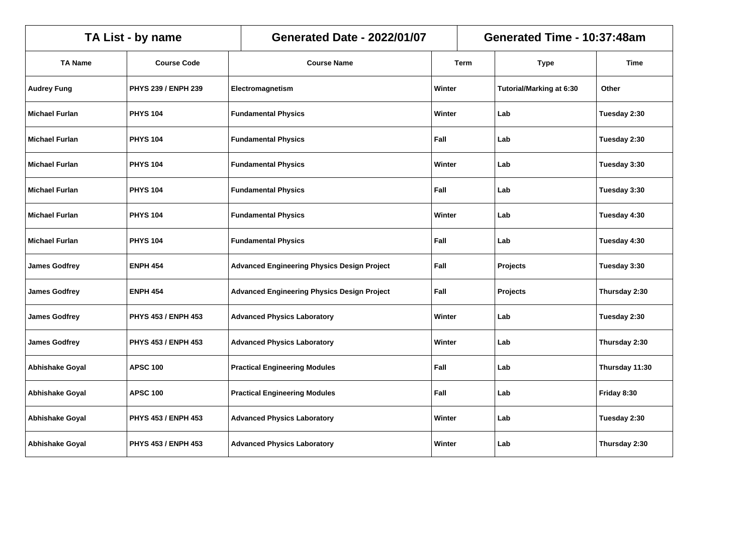| TA List - by name | | Generated Date - 2022/01/07 | | Generated Time - 10:37:48am | |
|---|---|---|---|---|---|
| **TA Name** | **Course Code** | **Course Name** | **Term** | **Type** | **Time** |
| Audrey Fung | PHYS 239 / ENPH 239 | Electromagnetism | Winter | Tutorial/Marking at 6:30 | Other |
| Michael Furlan | PHYS 104 | Fundamental Physics | Winter | Lab | Tuesday 2:30 |
| Michael Furlan | PHYS 104 | Fundamental Physics | Fall | Lab | Tuesday 2:30 |
| Michael Furlan | PHYS 104 | Fundamental Physics | Winter | Lab | Tuesday 3:30 |
| Michael Furlan | PHYS 104 | Fundamental Physics | Fall | Lab | Tuesday 3:30 |
| Michael Furlan | PHYS 104 | Fundamental Physics | Winter | Lab | Tuesday 4:30 |
| Michael Furlan | PHYS 104 | Fundamental Physics | Fall | Lab | Tuesday 4:30 |
| James Godfrey | ENPH 454 | Advanced Engineering Physics Design Project | Fall | Projects | Tuesday 3:30 |
| James Godfrey | ENPH 454 | Advanced Engineering Physics Design Project | Fall | Projects | Thursday 2:30 |
| James Godfrey | PHYS 453 / ENPH 453 | Advanced Physics Laboratory | Winter | Lab | Tuesday 2:30 |
| James Godfrey | PHYS 453 / ENPH 453 | Advanced Physics Laboratory | Winter | Lab | Thursday 2:30 |
| Abhishake Goyal | APSC 100 | Practical Engineering Modules | Fall | Lab | Thursday 11:30 |
| Abhishake Goyal | APSC 100 | Practical Engineering Modules | Fall | Lab | Friday 8:30 |
| Abhishake Goyal | PHYS 453 / ENPH 453 | Advanced Physics Laboratory | Winter | Lab | Tuesday 2:30 |
| Abhishake Goyal | PHYS 453 / ENPH 453 | Advanced Physics Laboratory | Winter | Lab | Thursday 2:30 |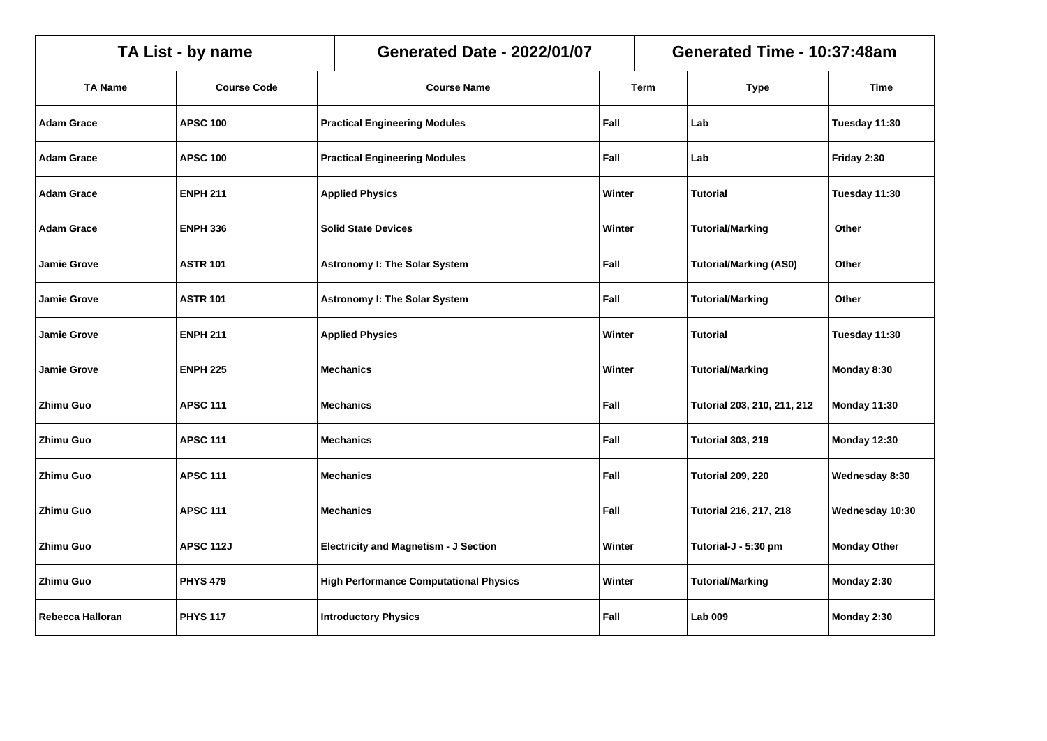| TA List - by name | | Generated Date - 2022/01/07 | | Generated Time - 10:37:48am | |
|---|---|---|---|---|---|
| **TA Name** | **Course Code** | **Course Name** | **Term** | **Type** | **Time** |
| Adam Grace | APSC 100 | Practical Engineering Modules | Fall | Lab | Tuesday 11:30 |
| Adam Grace | APSC 100 | Practical Engineering Modules | Fall | Lab | Friday 2:30 |
| Adam Grace | ENPH 211 | Applied Physics | Winter | Tutorial | Tuesday 11:30 |
| Adam Grace | ENPH 336 | Solid State Devices | Winter | Tutorial/Marking | Other |
| Jamie Grove | ASTR 101 | Astronomy I: The Solar System | Fall | Tutorial/Marking (AS0) | Other |
| Jamie Grove | ASTR 101 | Astronomy I: The Solar System | Fall | Tutorial/Marking | Other |
| Jamie Grove | ENPH 211 | Applied Physics | Winter | Tutorial | Tuesday 11:30 |
| Jamie Grove | ENPH 225 | Mechanics | Winter | Tutorial/Marking | Monday 8:30 |
| Zhimu Guo | APSC 111 | Mechanics | Fall | Tutorial 203, 210, 211, 212 | Monday 11:30 |
| Zhimu Guo | APSC 111 | Mechanics | Fall | Tutorial 303, 219 | Monday 12:30 |
| Zhimu Guo | APSC 111 | Mechanics | Fall | Tutorial 209, 220 | Wednesday 8:30 |
| Zhimu Guo | APSC 111 | Mechanics | Fall | Tutorial 216, 217, 218 | Wednesday 10:30 |
| Zhimu Guo | APSC 112J | Electricity and Magnetism - J Section | Winter | Tutorial-J - 5:30 pm | Monday Other |
| Zhimu Guo | PHYS 479 | High Performance Computational Physics | Winter | Tutorial/Marking | Monday 2:30 |
| Rebecca Halloran | PHYS 117 | Introductory Physics | Fall | Lab 009 | Monday 2:30 |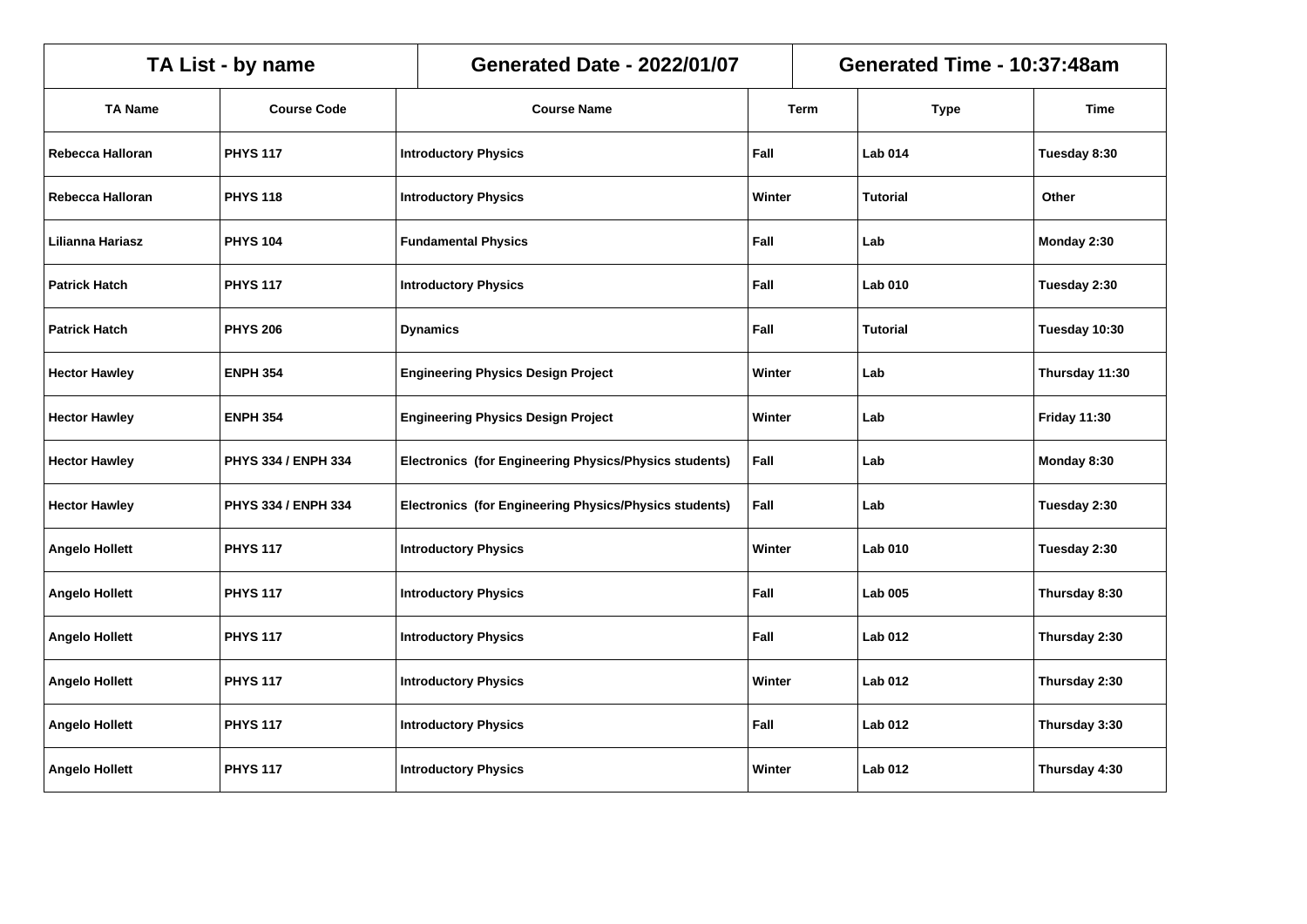| TA List - by name | | Generated Date - 2022/01/07 | | Generated Time - 10:37:48am | |
|---|---|---|---|---|---|
| **TA Name** | **Course Code** | **Course Name** | **Term** | **Type** | **Time** |
| Rebecca Halloran | PHYS 117 | Introductory Physics | Fall | Lab 014 | Tuesday 8:30 |
| Rebecca Halloran | PHYS 118 | Introductory Physics | Winter | Tutorial | Other |
| Lilianna Hariasz | PHYS 104 | Fundamental Physics | Fall | Lab | Monday 2:30 |
| Patrick Hatch | PHYS 117 | Introductory Physics | Fall | Lab 010 | Tuesday 2:30 |
| Patrick Hatch | PHYS 206 | Dynamics | Fall | Tutorial | Tuesday 10:30 |
| Hector Hawley | ENPH 354 | Engineering Physics Design Project | Winter | Lab | Thursday 11:30 |
| Hector Hawley | ENPH 354 | Engineering Physics Design Project | Winter | Lab | Friday 11:30 |
| Hector Hawley | PHYS 334 / ENPH 334 | Electronics (for Engineering Physics/Physics students) | Fall | Lab | Monday 8:30 |
| Hector Hawley | PHYS 334 / ENPH 334 | Electronics (for Engineering Physics/Physics students) | Fall | Lab | Tuesday 2:30 |
| Angelo Hollett | PHYS 117 | Introductory Physics | Winter | Lab 010 | Tuesday 2:30 |
| Angelo Hollett | PHYS 117 | Introductory Physics | Fall | Lab 005 | Thursday 8:30 |
| Angelo Hollett | PHYS 117 | Introductory Physics | Fall | Lab 012 | Thursday 2:30 |
| Angelo Hollett | PHYS 117 | Introductory Physics | Winter | Lab 012 | Thursday 2:30 |
| Angelo Hollett | PHYS 117 | Introductory Physics | Fall | Lab 012 | Thursday 3:30 |
| Angelo Hollett | PHYS 117 | Introductory Physics | Winter | Lab 012 | Thursday 4:30 |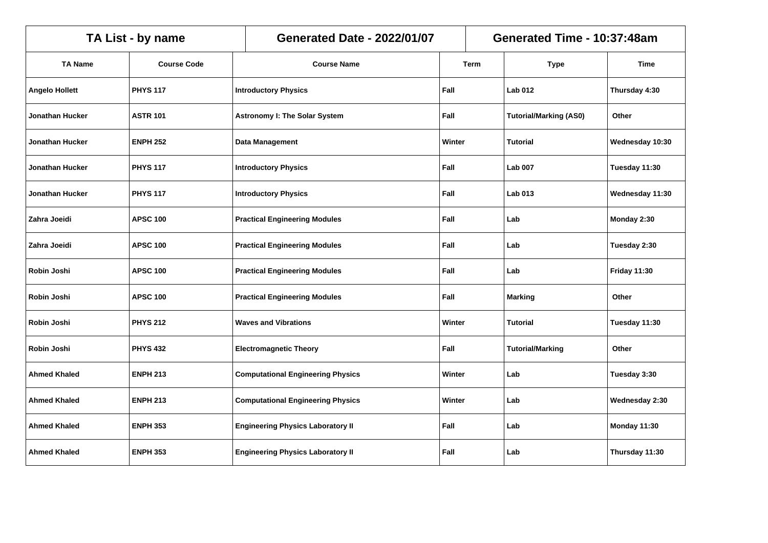| TA List - by name | | Generated Date - 2022/01/07 | | Generated Time - 10:37:48am | |
|---|---|---|---|---|---|
| **TA Name** | **Course Code** | **Course Name** | **Term** | **Type** | **Time** |
| **Angelo Hollett** | **PHYS 117** | **Introductory Physics** | **Fall** | **Lab 012** | **Thursday 4:30** |
| **Jonathan Hucker** | **ASTR 101** | **Astronomy I: The Solar System** | **Fall** | **Tutorial/Marking (AS0)** | **Other** |
| **Jonathan Hucker** | **ENPH 252** | **Data Management** | **Winter** | **Tutorial** | **Wednesday 10:30** |
| **Jonathan Hucker** | **PHYS 117** | **Introductory Physics** | **Fall** | **Lab 007** | **Tuesday 11:30** |
| **Jonathan Hucker** | **PHYS 117** | **Introductory Physics** | **Fall** | **Lab 013** | **Wednesday 11:30** |
| **Zahra Joeidi** | **APSC 100** | **Practical Engineering Modules** | **Fall** | **Lab** | **Monday 2:30** |
| **Zahra Joeidi** | **APSC 100** | **Practical Engineering Modules** | **Fall** | **Lab** | **Tuesday 2:30** |
| **Robin Joshi** | **APSC 100** | **Practical Engineering Modules** | **Fall** | **Lab** | **Friday 11:30** |
| **Robin Joshi** | **APSC 100** | **Practical Engineering Modules** | **Fall** | **Marking** | **Other** |
| **Robin Joshi** | **PHYS 212** | **Waves and Vibrations** | **Winter** | **Tutorial** | **Tuesday 11:30** |
| **Robin Joshi** | **PHYS 432** | **Electromagnetic Theory** | **Fall** | **Tutorial/Marking** | **Other** |
| **Ahmed Khaled** | **ENPH 213** | **Computational Engineering Physics** | **Winter** | **Lab** | **Tuesday 3:30** |
| **Ahmed Khaled** | **ENPH 213** | **Computational Engineering Physics** | **Winter** | **Lab** | **Wednesday 2:30** |
| **Ahmed Khaled** | **ENPH 353** | **Engineering Physics Laboratory II** | **Fall** | **Lab** | **Monday 11:30** |
| **Ahmed Khaled** | **ENPH 353** | **Engineering Physics Laboratory II** | **Fall** | **Lab** | **Thursday 11:30** |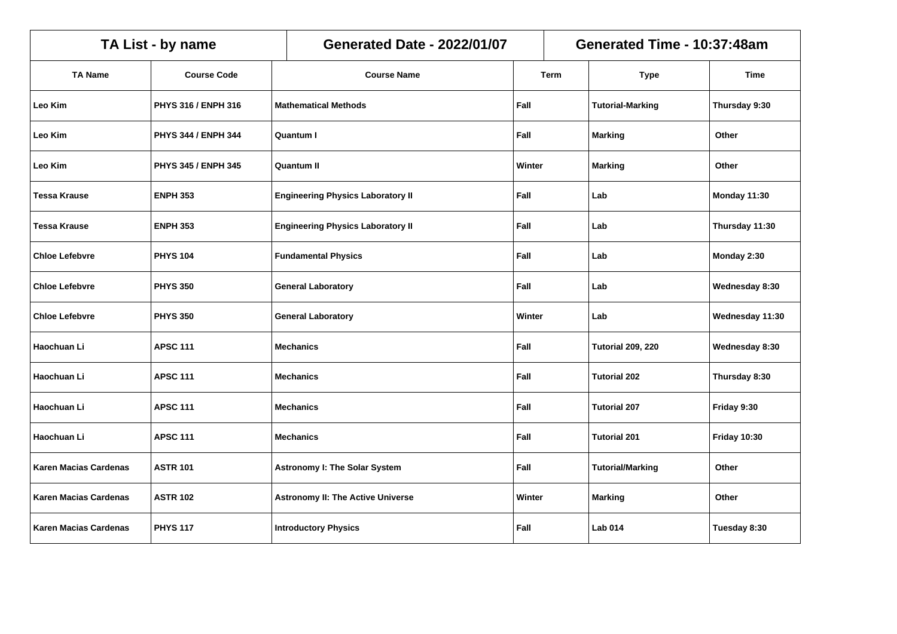| TA List - by name | | Generated Date - 2022/01/07 | | Generated Time - 10:37:48am | |
|---|---|---|---|---|---|
| **TA Name** | **Course Code** | **Course Name** | **Term** | **Type** | **Time** |
| Leo Kim | PHYS 316 / ENPH 316 | Mathematical Methods | Fall | Tutorial-Marking | Thursday 9:30 |
| Leo Kim | PHYS 344 / ENPH 344 | Quantum I | Fall | Marking | Other |
| Leo Kim | PHYS 345 / ENPH 345 | Quantum II | Winter | Marking | Other |
| Tessa Krause | ENPH 353 | Engineering Physics Laboratory II | Fall | Lab | Monday 11:30 |
| Tessa Krause | ENPH 353 | Engineering Physics Laboratory II | Fall | Lab | Thursday 11:30 |
| Chloe Lefebvre | PHYS 104 | Fundamental Physics | Fall | Lab | Monday 2:30 |
| Chloe Lefebvre | PHYS 350 | General Laboratory | Fall | Lab | Wednesday 8:30 |
| Chloe Lefebvre | PHYS 350 | General Laboratory | Winter | Lab | Wednesday 11:30 |
| Haochuan Li | APSC 111 | Mechanics | Fall | Tutorial 209, 220 | Wednesday 8:30 |
| Haochuan Li | APSC 111 | Mechanics | Fall | Tutorial 202 | Thursday 8:30 |
| Haochuan Li | APSC 111 | Mechanics | Fall | Tutorial 207 | Friday 9:30 |
| Haochuan Li | APSC 111 | Mechanics | Fall | Tutorial 201 | Friday 10:30 |
| Karen Macias Cardenas | ASTR 101 | Astronomy I: The Solar System | Fall | Tutorial/Marking | Other |
| Karen Macias Cardenas | ASTR 102 | Astronomy II: The Active Universe | Winter | Marking | Other |
| Karen Macias Cardenas | PHYS 117 | Introductory Physics | Fall | Lab 014 | Tuesday 8:30 |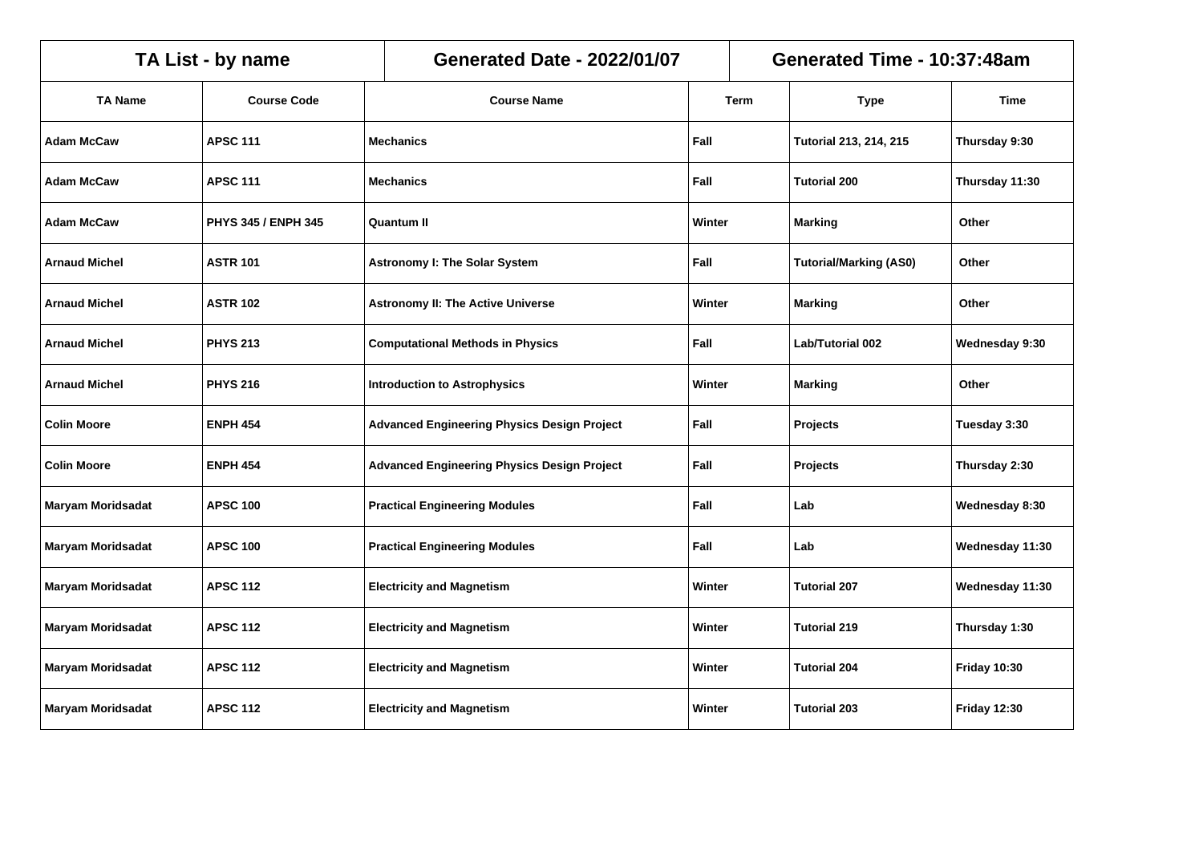| TA List - by name | | Generated Date - 2022/01/07 | | Generated Time - 10:37:48am | |
|---|---|---|---|---|---|
| **TA Name** | **Course Code** | **Course Name** | **Term** | **Type** | **Time** |
| Adam McCaw | APSC 111 | Mechanics | Fall | Tutorial 213, 214, 215 | Thursday 9:30 |
| Adam McCaw | APSC 111 | Mechanics | Fall | Tutorial 200 | Thursday 11:30 |
| Adam McCaw | PHYS 345 / ENPH 345 | Quantum II | Winter | Marking | Other |
| Arnaud Michel | ASTR 101 | Astronomy I: The Solar System | Fall | Tutorial/Marking (AS0) | Other |
| Arnaud Michel | ASTR 102 | Astronomy II: The Active Universe | Winter | Marking | Other |
| Arnaud Michel | PHYS 213 | Computational Methods in Physics | Fall | Lab/Tutorial 002 | Wednesday 9:30 |
| Arnaud Michel | PHYS 216 | Introduction to Astrophysics | Winter | Marking | Other |
| Colin Moore | ENPH 454 | Advanced Engineering Physics Design Project | Fall | Projects | Tuesday 3:30 |
| Colin Moore | ENPH 454 | Advanced Engineering Physics Design Project | Fall | Projects | Thursday 2:30 |
| Maryam Moridsadat | APSC 100 | Practical Engineering Modules | Fall | Lab | Wednesday 8:30 |
| Maryam Moridsadat | APSC 100 | Practical Engineering Modules | Fall | Lab | Wednesday 11:30 |
| Maryam Moridsadat | APSC 112 | Electricity and Magnetism | Winter | Tutorial 207 | Wednesday 11:30 |
| Maryam Moridsadat | APSC 112 | Electricity and Magnetism | Winter | Tutorial 219 | Thursday 1:30 |
| Maryam Moridsadat | APSC 112 | Electricity and Magnetism | Winter | Tutorial 204 | Friday 10:30 |
| Maryam Moridsadat | APSC 112 | Electricity and Magnetism | Winter | Tutorial 203 | Friday 12:30 |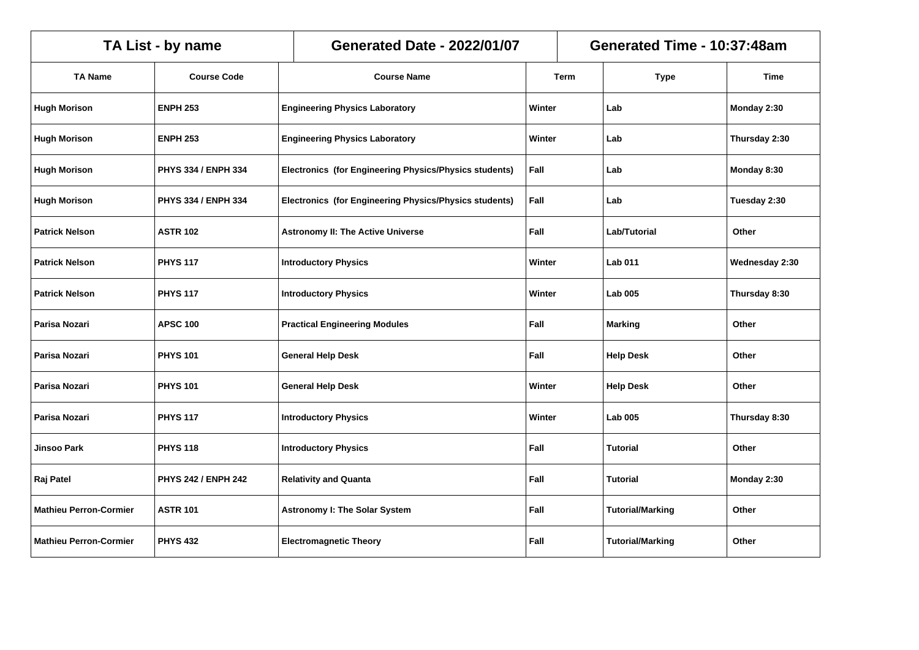| TA List - by name | | Generated Date - 2022/01/07 | | Generated Time - 10:37:48am | |
|---|---|---|---|---|---|
| **TA Name** | **Course Code** | **Course Name** | **Term** | **Type** | **Time** |
| Hugh Morison | ENPH 253 | Engineering Physics Laboratory | Winter | Lab | Monday 2:30 |
| Hugh Morison | ENPH 253 | Engineering Physics Laboratory | Winter | Lab | Thursday 2:30 |
| Hugh Morison | PHYS 334 / ENPH 334 | Electronics (for Engineering Physics/Physics students) | Fall | Lab | Monday 8:30 |
| Hugh Morison | PHYS 334 / ENPH 334 | Electronics (for Engineering Physics/Physics students) | Fall | Lab | Tuesday 2:30 |
| Patrick Nelson | ASTR 102 | Astronomy II: The Active Universe | Fall | Lab/Tutorial | Other |
| Patrick Nelson | PHYS 117 | Introductory Physics | Winter | Lab 011 | Wednesday 2:30 |
| Patrick Nelson | PHYS 117 | Introductory Physics | Winter | Lab 005 | Thursday 8:30 |
| Parisa Nozari | APSC 100 | Practical Engineering Modules | Fall | Marking | Other |
| Parisa Nozari | PHYS 101 | General Help Desk | Fall | Help Desk | Other |
| Parisa Nozari | PHYS 101 | General Help Desk | Winter | Help Desk | Other |
| Parisa Nozari | PHYS 117 | Introductory Physics | Winter | Lab 005 | Thursday 8:30 |
| Jinsoo Park | PHYS 118 | Introductory Physics | Fall | Tutorial | Other |
| Raj Patel | PHYS 242 / ENPH 242 | Relativity and Quanta | Fall | Tutorial | Monday 2:30 |
| Mathieu Perron-Cormier | ASTR 101 | Astronomy I: The Solar System | Fall | Tutorial/Marking | Other |
| Mathieu Perron-Cormier | PHYS 432 | Electromagnetic Theory | Fall | Tutorial/Marking | Other |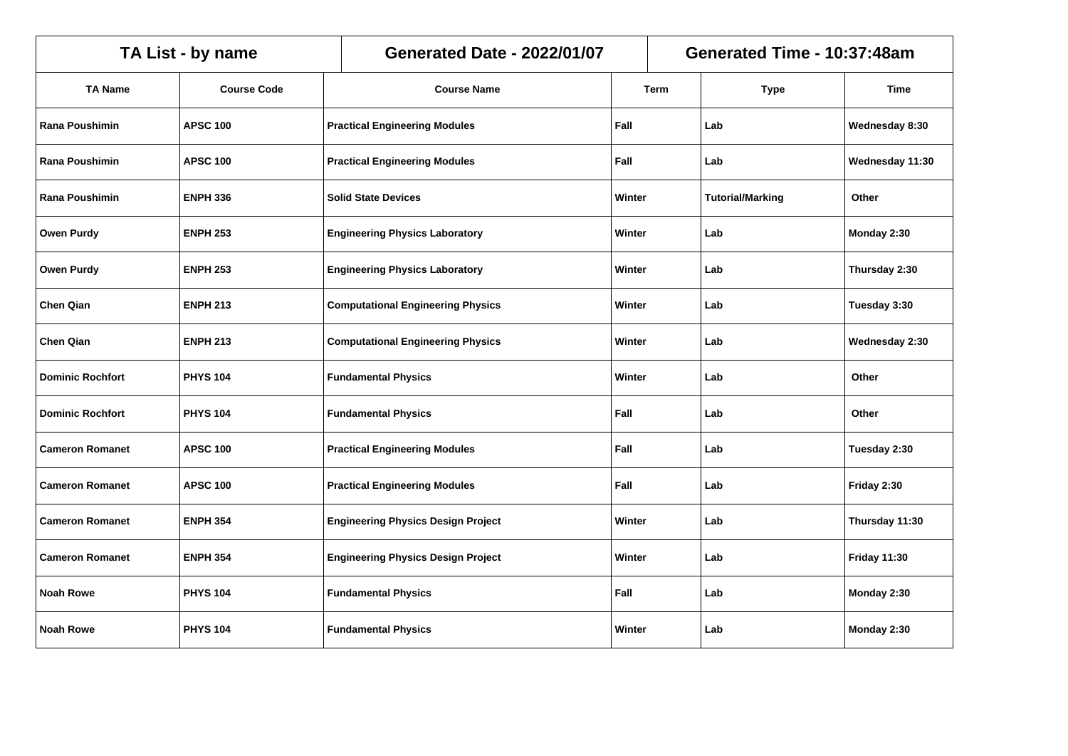| TA List - by name | | Generated Date - 2022/01/07 | | Generated Time - 10:37:48am | |
|---|---|---|---|---|---|
| **TA Name** | **Course Code** | **Course Name** | **Term** | **Type** | **Time** |
| Rana Poushimin | APSC 100 | Practical Engineering Modules | Fall | Lab | Wednesday 8:30 |
| Rana Poushimin | APSC 100 | Practical Engineering Modules | Fall | Lab | Wednesday 11:30 |
| Rana Poushimin | ENPH 336 | Solid State Devices | Winter | Tutorial/Marking | Other |
| Owen Purdy | ENPH 253 | Engineering Physics Laboratory | Winter | Lab | Monday 2:30 |
| Owen Purdy | ENPH 253 | Engineering Physics Laboratory | Winter | Lab | Thursday 2:30 |
| Chen Qian | ENPH 213 | Computational Engineering Physics | Winter | Lab | Tuesday 3:30 |
| Chen Qian | ENPH 213 | Computational Engineering Physics | Winter | Lab | Wednesday 2:30 |
| Dominic Rochfort | PHYS 104 | Fundamental Physics | Winter | Lab | Other |
| Dominic Rochfort | PHYS 104 | Fundamental Physics | Fall | Lab | Other |
| Cameron Romanet | APSC 100 | Practical Engineering Modules | Fall | Lab | Tuesday 2:30 |
| Cameron Romanet | APSC 100 | Practical Engineering Modules | Fall | Lab | Friday 2:30 |
| Cameron Romanet | ENPH 354 | Engineering Physics Design Project | Winter | Lab | Thursday 11:30 |
| Cameron Romanet | ENPH 354 | Engineering Physics Design Project | Winter | Lab | Friday 11:30 |
| Noah Rowe | PHYS 104 | Fundamental Physics | Fall | Lab | Monday 2:30 |
| Noah Rowe | PHYS 104 | Fundamental Physics | Winter | Lab | Monday 2:30 |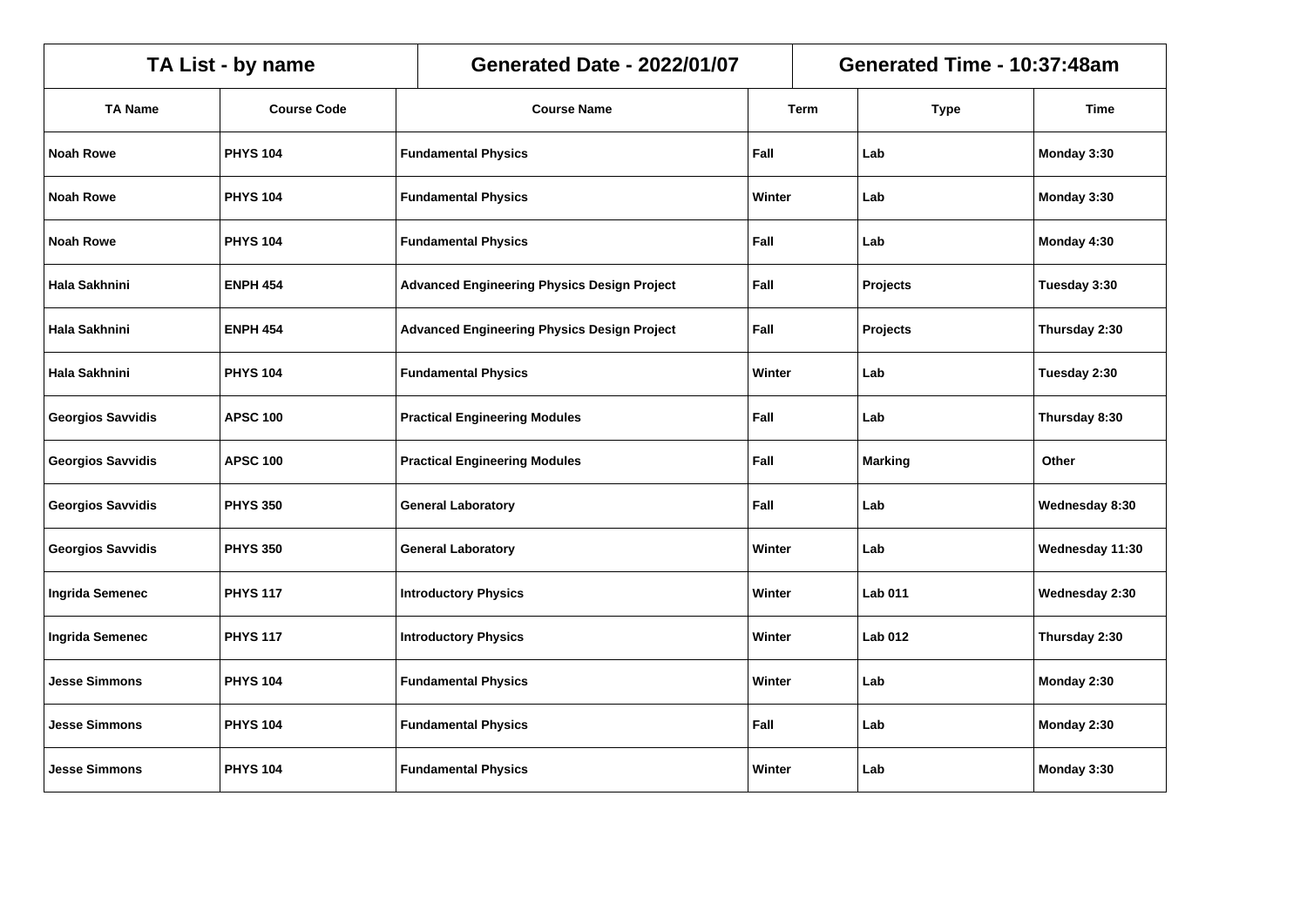| TA List - by name | | Generated Date - 2022/01/07 | | Generated Time - 10:37:48am | |
|---|---|---|---|---|---|
| **TA Name** | **Course Code** | **Course Name** | **Term** | **Type** | **Time** |
| **Noah Rowe** | **PHYS 104** | **Fundamental Physics** | **Fall** | **Lab** | **Monday 3:30** |
| **Noah Rowe** | **PHYS 104** | **Fundamental Physics** | **Winter** | **Lab** | **Monday 3:30** |
| **Noah Rowe** | **PHYS 104** | **Fundamental Physics** | **Fall** | **Lab** | **Monday 4:30** |
| **Hala Sakhnini** | **ENPH 454** | **Advanced Engineering Physics Design Project** | **Fall** | **Projects** | **Tuesday 3:30** |
| **Hala Sakhnini** | **ENPH 454** | **Advanced Engineering Physics Design Project** | **Fall** | **Projects** | **Thursday 2:30** |
| **Hala Sakhnini** | **PHYS 104** | **Fundamental Physics** | **Winter** | **Lab** | **Tuesday 2:30** |
| **Georgios Savvidis** | **APSC 100** | **Practical Engineering Modules** | **Fall** | **Lab** | **Thursday 8:30** |
| **Georgios Savvidis** | **APSC 100** | **Practical Engineering Modules** | **Fall** | **Marking** | **Other** |
| **Georgios Savvidis** | **PHYS 350** | **General Laboratory** | **Fall** | **Lab** | **Wednesday 8:30** |
| **Georgios Savvidis** | **PHYS 350** | **General Laboratory** | **Winter** | **Lab** | **Wednesday 11:30** |
| **Ingrida Semenec** | **PHYS 117** | **Introductory Physics** | **Winter** | **Lab 011** | **Wednesday 2:30** |
| **Ingrida Semenec** | **PHYS 117** | **Introductory Physics** | **Winter** | **Lab 012** | **Thursday 2:30** |
| **Jesse Simmons** | **PHYS 104** | **Fundamental Physics** | **Winter** | **Lab** | **Monday 2:30** |
| **Jesse Simmons** | **PHYS 104** | **Fundamental Physics** | **Fall** | **Lab** | **Monday 2:30** |
| **Jesse Simmons** | **PHYS 104** | **Fundamental Physics** | **Winter** | **Lab** | **Monday 3:30** |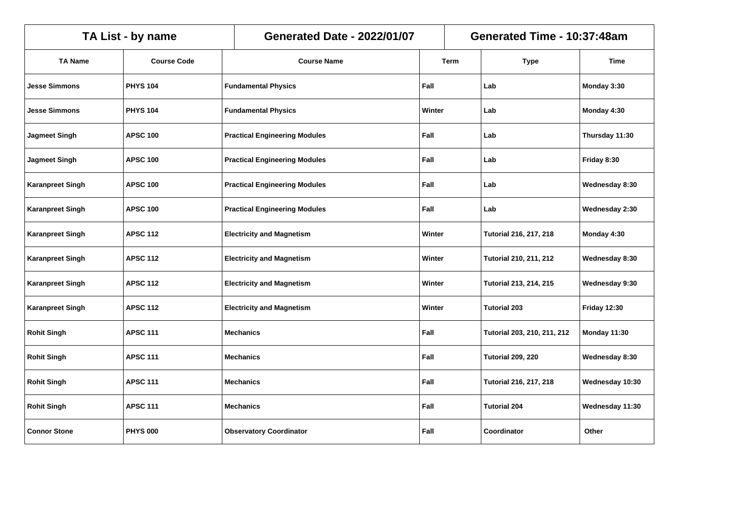| TA List - by name | | Generated Date - 2022/01/07 | | Generated Time - 10:37:48am | |
|---|---|---|---|---|---|
| **TA Name** | **Course Code** | **Course Name** | **Term** | **Type** | **Time** |
| Jesse Simmons | PHYS 104 | Fundamental Physics | Fall | Lab | Monday 3:30 |
| Jesse Simmons | PHYS 104 | Fundamental Physics | Winter | Lab | Monday 4:30 |
| Jagmeet Singh | APSC 100 | Practical Engineering Modules | Fall | Lab | Thursday 11:30 |
| Jagmeet Singh | APSC 100 | Practical Engineering Modules | Fall | Lab | Friday 8:30 |
| Karanpreet Singh | APSC 100 | Practical Engineering Modules | Fall | Lab | Wednesday 8:30 |
| Karanpreet Singh | APSC 100 | Practical Engineering Modules | Fall | Lab | Wednesday 2:30 |
| Karanpreet Singh | APSC 112 | Electricity and Magnetism | Winter | Tutorial 216, 217, 218 | Monday 4:30 |
| Karanpreet Singh | APSC 112 | Electricity and Magnetism | Winter | Tutorial 210, 211, 212 | Wednesday 8:30 |
| Karanpreet Singh | APSC 112 | Electricity and Magnetism | Winter | Tutorial 213, 214, 215 | Wednesday 9:30 |
| Karanpreet Singh | APSC 112 | Electricity and Magnetism | Winter | Tutorial 203 | Friday 12:30 |
| Rohit Singh | APSC 111 | Mechanics | Fall | Tutorial 203, 210, 211, 212 | Monday 11:30 |
| Rohit Singh | APSC 111 | Mechanics | Fall | Tutorial 209, 220 | Wednesday 8:30 |
| Rohit Singh | APSC 111 | Mechanics | Fall | Tutorial 216, 217, 218 | Wednesday 10:30 |
| Rohit Singh | APSC 111 | Mechanics | Fall | Tutorial 204 | Wednesday 11:30 |
| Connor Stone | PHYS 000 | Observatory Coordinator | Fall | Coordinator | Other |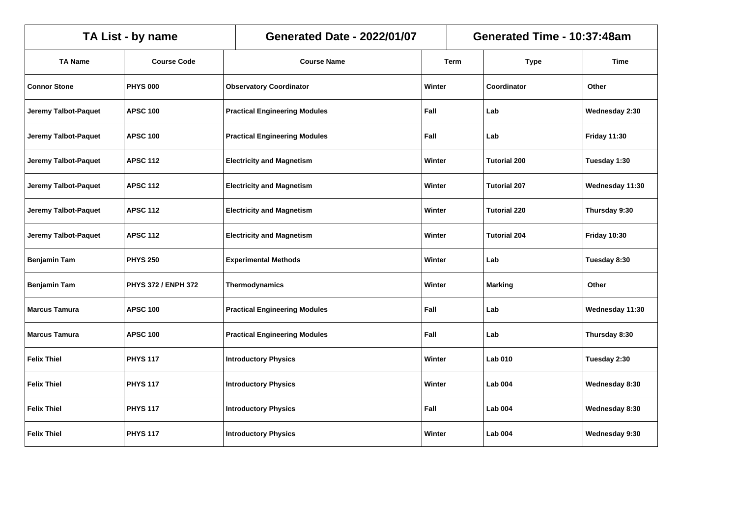| TA List - by name | | Generated Date - 2022/01/07 | | Generated Time - 10:37:48am | |
|---|---|---|---|---|---|
| **TA Name** | **Course Code** | **Course Name** | **Term** | **Type** | **Time** |
| Connor Stone | PHYS 000 | Observatory Coordinator | Winter | Coordinator | Other |
| Jeremy Talbot-Paquet | APSC 100 | Practical Engineering Modules | Fall | Lab | Wednesday 2:30 |
| Jeremy Talbot-Paquet | APSC 100 | Practical Engineering Modules | Fall | Lab | Friday 11:30 |
| Jeremy Talbot-Paquet | APSC 112 | Electricity and Magnetism | Winter | Tutorial 200 | Tuesday 1:30 |
| Jeremy Talbot-Paquet | APSC 112 | Electricity and Magnetism | Winter | Tutorial 207 | Wednesday 11:30 |
| Jeremy Talbot-Paquet | APSC 112 | Electricity and Magnetism | Winter | Tutorial 220 | Thursday 9:30 |
| Jeremy Talbot-Paquet | APSC 112 | Electricity and Magnetism | Winter | Tutorial 204 | Friday 10:30 |
| Benjamin Tam | PHYS 250 | Experimental Methods | Winter | Lab | Tuesday 8:30 |
| Benjamin Tam | PHYS 372 / ENPH 372 | Thermodynamics | Winter | Marking | Other |
| Marcus Tamura | APSC 100 | Practical Engineering Modules | Fall | Lab | Wednesday 11:30 |
| Marcus Tamura | APSC 100 | Practical Engineering Modules | Fall | Lab | Thursday 8:30 |
| Felix Thiel | PHYS 117 | Introductory Physics | Winter | Lab 010 | Tuesday 2:30 |
| Felix Thiel | PHYS 117 | Introductory Physics | Winter | Lab 004 | Wednesday 8:30 |
| Felix Thiel | PHYS 117 | Introductory Physics | Fall | Lab 004 | Wednesday 8:30 |
| Felix Thiel | PHYS 117 | Introductory Physics | Winter | Lab 004 | Wednesday 9:30 |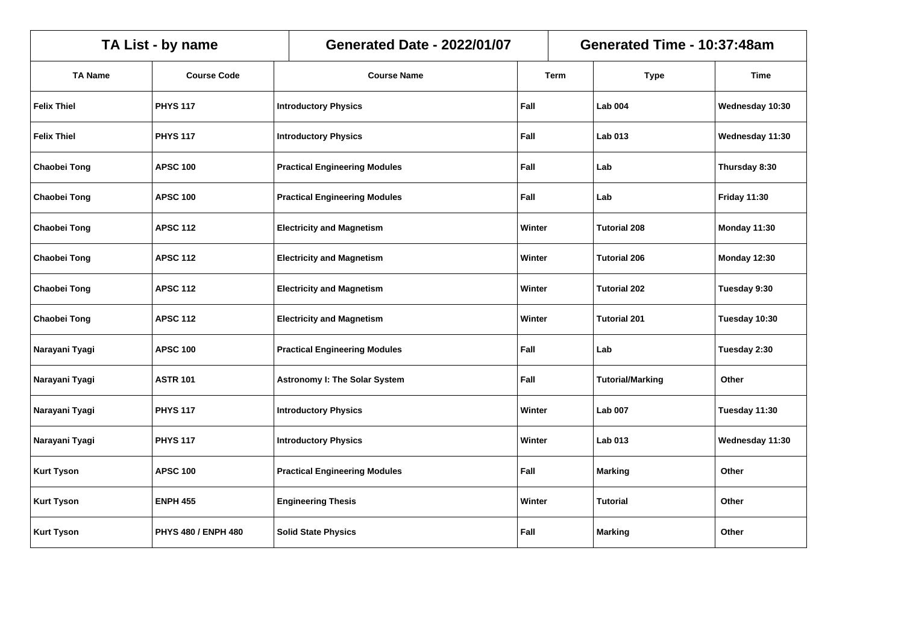| TA List - by name | | Generated Date - 2022/01/07 | | Generated Time - 10:37:48am | |
|---|---|---|---|---|---|
| **TA Name** | **Course Code** | **Course Name** | **Term** | **Type** | **Time** |
| Felix Thiel | PHYS 117 | Introductory Physics | Fall | Lab 004 | Wednesday 10:30 |
| Felix Thiel | PHYS 117 | Introductory Physics | Fall | Lab 013 | Wednesday 11:30 |
| Chaobei Tong | APSC 100 | Practical Engineering Modules | Fall | Lab | Thursday 8:30 |
| Chaobei Tong | APSC 100 | Practical Engineering Modules | Fall | Lab | Friday 11:30 |
| Chaobei Tong | APSC 112 | Electricity and Magnetism | Winter | Tutorial 208 | Monday 11:30 |
| Chaobei Tong | APSC 112 | Electricity and Magnetism | Winter | Tutorial 206 | Monday 12:30 |
| Chaobei Tong | APSC 112 | Electricity and Magnetism | Winter | Tutorial 202 | Tuesday 9:30 |
| Chaobei Tong | APSC 112 | Electricity and Magnetism | Winter | Tutorial 201 | Tuesday 10:30 |
| Narayani Tyagi | APSC 100 | Practical Engineering Modules | Fall | Lab | Tuesday 2:30 |
| Narayani Tyagi | ASTR 101 | Astronomy I: The Solar System | Fall | Tutorial/Marking | Other |
| Narayani Tyagi | PHYS 117 | Introductory Physics | Winter | Lab 007 | Tuesday 11:30 |
| Narayani Tyagi | PHYS 117 | Introductory Physics | Winter | Lab 013 | Wednesday 11:30 |
| Kurt Tyson | APSC 100 | Practical Engineering Modules | Fall | Marking | Other |
| Kurt Tyson | ENPH 455 | Engineering Thesis | Winter | Tutorial | Other |
| Kurt Tyson | PHYS 480 / ENPH 480 | Solid State Physics | Fall | Marking | Other |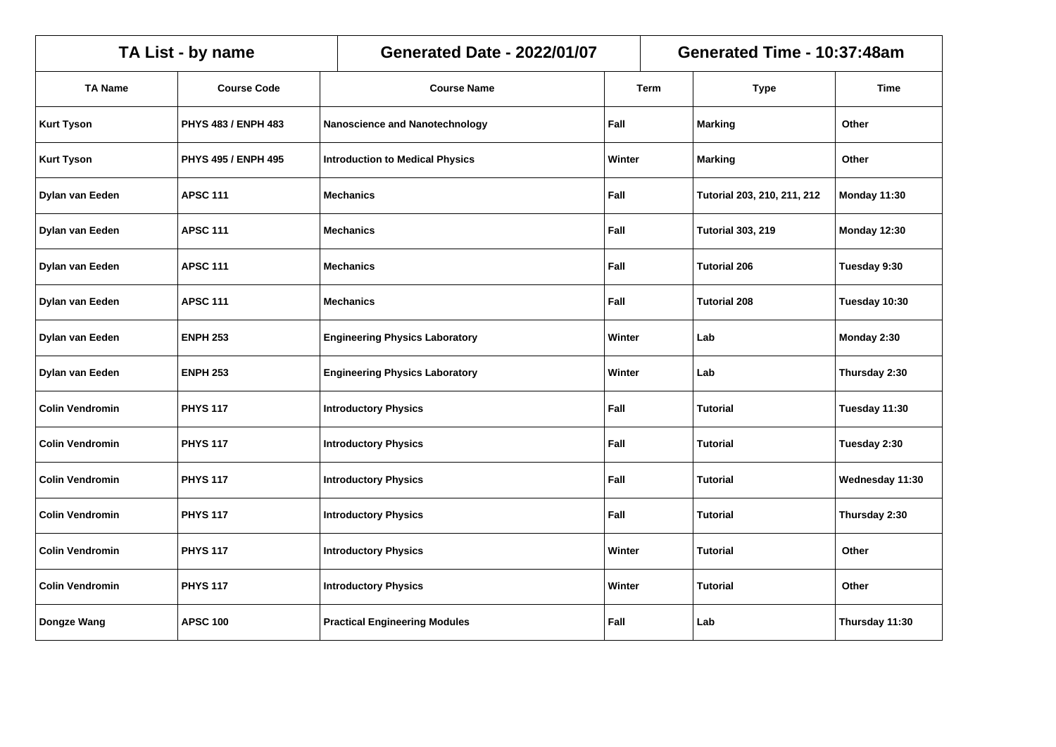| TA List - by name | | Generated Date - 2022/01/07 | | Generated Time - 10:37:48am | |
|---|---|---|---|---|---|
| **TA Name** | **Course Code** | **Course Name** | **Term** | **Type** | **Time** |
| Kurt Tyson | PHYS 483 / ENPH 483 | Nanoscience and Nanotechnology | Fall | Marking | Other |
| Kurt Tyson | PHYS 495 / ENPH 495 | Introduction to Medical Physics | Winter | Marking | Other |
| Dylan van Eeden | APSC 111 | Mechanics | Fall | Tutorial 203, 210, 211, 212 | Monday 11:30 |
| Dylan van Eeden | APSC 111 | Mechanics | Fall | Tutorial 303, 219 | Monday 12:30 |
| Dylan van Eeden | APSC 111 | Mechanics | Fall | Tutorial 206 | Tuesday 9:30 |
| Dylan van Eeden | APSC 111 | Mechanics | Fall | Tutorial 208 | Tuesday 10:30 |
| Dylan van Eeden | ENPH 253 | Engineering Physics Laboratory | Winter | Lab | Monday 2:30 |
| Dylan van Eeden | ENPH 253 | Engineering Physics Laboratory | Winter | Lab | Thursday 2:30 |
| Colin Vendromin | PHYS 117 | Introductory Physics | Fall | Tutorial | Tuesday 11:30 |
| Colin Vendromin | PHYS 117 | Introductory Physics | Fall | Tutorial | Tuesday 2:30 |
| Colin Vendromin | PHYS 117 | Introductory Physics | Fall | Tutorial | Wednesday 11:30 |
| Colin Vendromin | PHYS 117 | Introductory Physics | Fall | Tutorial | Thursday 2:30 |
| Colin Vendromin | PHYS 117 | Introductory Physics | Winter | Tutorial | Other |
| Colin Vendromin | PHYS 117 | Introductory Physics | Winter | Tutorial | Other |
| Dongze Wang | APSC 100 | Practical Engineering Modules | Fall | Lab | Thursday 11:30 |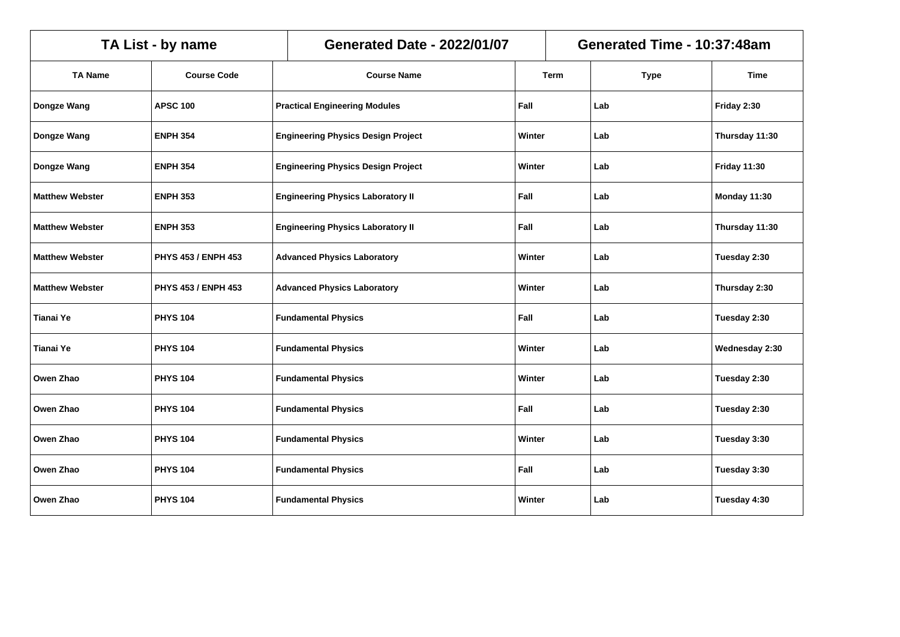| TA List - by name | | Generated Date - 2022/01/07 | | Generated Time - 10:37:48am | |
|---|---|---|---|---|---|
| **TA Name** | **Course Code** | **Course Name** | **Term** | **Type** | **Time** |
| Dongze Wang | APSC 100 | Practical Engineering Modules | Fall | Lab | Friday 2:30 |
| Dongze Wang | ENPH 354 | Engineering Physics Design Project | Winter | Lab | Thursday 11:30 |
| Dongze Wang | ENPH 354 | Engineering Physics Design Project | Winter | Lab | Friday 11:30 |
| Matthew Webster | ENPH 353 | Engineering Physics Laboratory II | Fall | Lab | Monday 11:30 |
| Matthew Webster | ENPH 353 | Engineering Physics Laboratory II | Fall | Lab | Thursday 11:30 |
| Matthew Webster | PHYS 453 / ENPH 453 | Advanced Physics Laboratory | Winter | Lab | Tuesday 2:30 |
| Matthew Webster | PHYS 453 / ENPH 453 | Advanced Physics Laboratory | Winter | Lab | Thursday 2:30 |
| Tianai Ye | PHYS 104 | Fundamental Physics | Fall | Lab | Tuesday 2:30 |
| Tianai Ye | PHYS 104 | Fundamental Physics | Winter | Lab | Wednesday 2:30 |
| Owen Zhao | PHYS 104 | Fundamental Physics | Winter | Lab | Tuesday 2:30 |
| Owen Zhao | PHYS 104 | Fundamental Physics | Fall | Lab | Tuesday 2:30 |
| Owen Zhao | PHYS 104 | Fundamental Physics | Winter | Lab | Tuesday 3:30 |
| Owen Zhao | PHYS 104 | Fundamental Physics | Fall | Lab | Tuesday 3:30 |
| Owen Zhao | PHYS 104 | Fundamental Physics | Winter | Lab | Tuesday 4:30 |